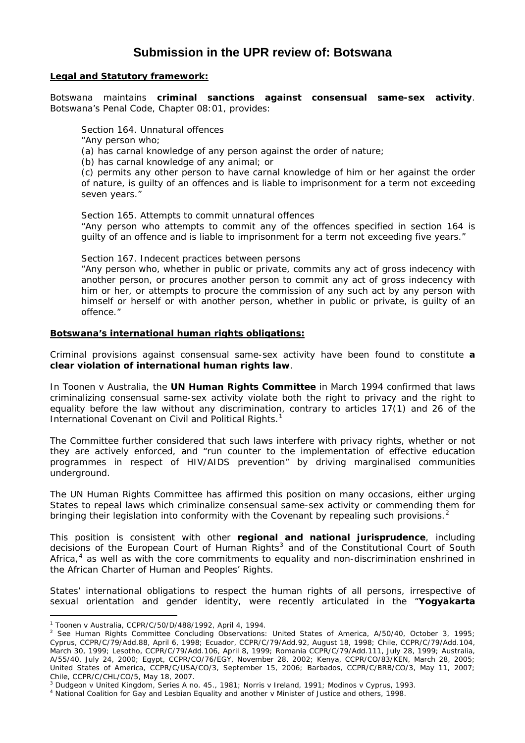# Submission in the UPR review of: Botswana

**Legal and Statutory framework:**

Botswana maintains **criminal sanctions against consensual same-sex activity**. Botswana's Penal Code, Chapter 08:01, provides:

> Section 164. Unnatural offences
> "Any person who;
> (a) has carnal knowledge of any person against the order of nature;
> (b) has carnal knowledge of any animal; or
> (c) permits any other person to have carnal knowledge of him or her against the order of nature, is guilty of an offences and is liable to imprisonment for a term not exceeding seven years."
>
> Section 165. Attempts to commit unnatural offences
> "Any person who attempts to commit any of the offences specified in section 164 is guilty of an offence and is liable to imprisonment for a term not exceeding five years."
>
> Section 167. Indecent practices between persons
> "Any person who, whether in public or private, commits any act of gross indecency with another person, or procures another person to commit any act of gross indecency with him or her, or attempts to procure the commission of any such act by any person with himself or herself or with another person, whether in public or private, is guilty of an offence."

**Botswana's international human rights obligations:**

Criminal provisions against consensual same-sex activity have been found to constitute **a clear violation of international human rights law**.

In Toonen v Australia, the **UN Human Rights Committee** in March 1994 confirmed that laws criminalizing consensual same-sex activity violate both the right to privacy and the right to equality before the law without any discrimination, contrary to articles 17(1) and 26 of the International Covenant on Civil and Political Rights.[1]

The Committee further considered that such laws interfere with privacy rights, whether or not they are actively enforced, and "run counter to the implementation of effective education programmes in respect of HIV/AIDS prevention" by driving marginalised communities underground.

The UN Human Rights Committee has affirmed this position on many occasions, either urging States to repeal laws which criminalize consensual same-sex activity or commending them for bringing their legislation into conformity with the Covenant by repealing such provisions.[2]

This position is consistent with other **regional and national jurisprudence**, including decisions of the European Court of Human Rights[3] and of the Constitutional Court of South Africa,[4] as well as with the core commitments to equality and non-discrimination enshrined in the African Charter of Human and Peoples' Rights.

States' international obligations to respect the human rights of all persons, irrespective of sexual orientation and gender identity, were recently articulated in the "**Yogyakarta**

---

[1] Toonen v Australia, CCPR/C/50/D/488/1992, April 4, 1994.

[2] See Human Rights Committee Concluding Observations: United States of America, A/50/40, October 3, 1995; Cyprus, CCPR/C/79/Add.88, April 6, 1998; Ecuador, CCPR/C/79/Add.92, August 18, 1998; Chile, CCPR/C/79/Add.104, March 30, 1999; Lesotho, CCPR/C/79/Add.106, April 8, 1999; Romania CCPR/C/79/Add.111, July 28, 1999; Australia, A/55/40, July 24, 2000; Egypt, CCPR/CO/76/EGY, November 28, 2002; Kenya, CCPR/CO/83/KEN, March 28, 2005; United States of America, CCPR/C/USA/CO/3, September 15, 2006; Barbados, CCPR/C/BRB/CO/3, May 11, 2007; Chile, CCPR/C/CHL/CO/5, May 18, 2007.

[3] Dudgeon v United Kingdom, Series A no. 45., 1981; Norris v Ireland, 1991; Modinos v Cyprus, 1993.

[4] National Coalition for Gay and Lesbian Equality and another v Minister of Justice and others, 1998.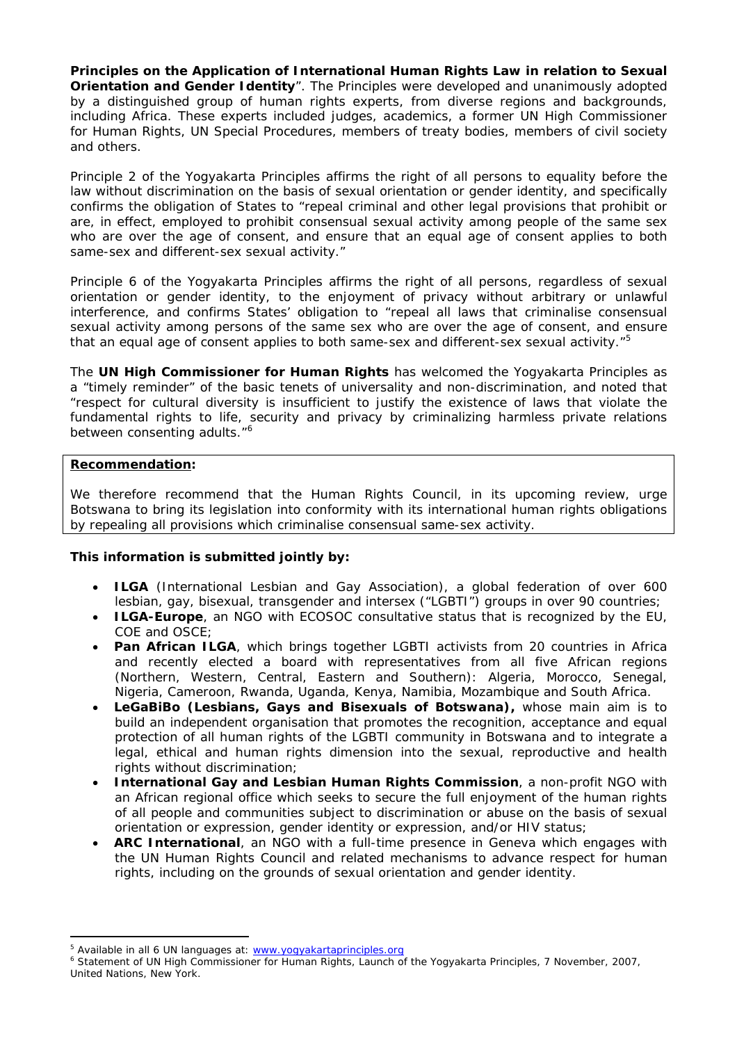**Principles on the Application of International Human Rights Law in relation to Sexual Orientation and Gender Identity**". The Principles were developed and unanimously adopted by a distinguished group of human rights experts, from diverse regions and backgrounds, including Africa. These experts included judges, academics, a former UN High Commissioner for Human Rights, UN Special Procedures, members of treaty bodies, members of civil society and others.

Principle 2 of the Yogyakarta Principles affirms the right of all persons to equality before the law without discrimination on the basis of sexual orientation or gender identity, and specifically confirms the obligation of States to "repeal criminal and other legal provisions that prohibit or are, in effect, employed to prohibit consensual sexual activity among people of the same sex who are over the age of consent, and ensure that an equal age of consent applies to both same-sex and different-sex sexual activity."

Principle 6 of the Yogyakarta Principles affirms the right of all persons, regardless of sexual orientation or gender identity, to the enjoyment of privacy without arbitrary or unlawful interference, and confirms States' obligation to "repeal all laws that criminalise consensual sexual activity among persons of the same sex who are over the age of consent, and ensure that an equal age of consent applies to both same-sex and different-sex sexual activity."[5]

The **UN High Commissioner for Human Rights** has welcomed the Yogyakarta Principles as a "timely reminder" of the basic tenets of universality and non-discrimination, and noted that "respect for cultural diversity is insufficient to justify the existence of laws that violate the fundamental rights to life, security and privacy by criminalizing harmless private relations between consenting adults."[6]

**Recommendation:**

We therefore recommend that the Human Rights Council, in its upcoming review, urge Botswana to bring its legislation into conformity with its international human rights obligations by repealing all provisions which criminalise consensual same-sex activity.

**This information is submitted jointly by:**

- **ILGA** (International Lesbian and Gay Association), a global federation of over 600 lesbian, gay, bisexual, transgender and intersex ("LGBTI") groups in over 90 countries;
- **ILGA-Europe**, an NGO with ECOSOC consultative status that is recognized by the EU, COE and OSCE;
- **Pan African ILGA**, which brings together LGBTI activists from 20 countries in Africa and recently elected a board with representatives from all five African regions (Northern, Western, Central, Eastern and Southern): Algeria, Morocco, Senegal, Nigeria, Cameroon, Rwanda, Uganda, Kenya, Namibia, Mozambique and South Africa.
- **LeGaBiBo (Lesbians, Gays and Bisexuals of Botswana),** whose main aim is to build an independent organisation that promotes the recognition, acceptance and equal protection of all human rights of the LGBTI community in Botswana and to integrate a legal, ethical and human rights dimension into the sexual, reproductive and health rights without discrimination;
- **International Gay and Lesbian Human Rights Commission**, a non-profit NGO with an African regional office which seeks to secure the full enjoyment of the human rights of all people and communities subject to discrimination or abuse on the basis of sexual orientation or expression, gender identity or expression, and/or HIV status;
- **ARC International**, an NGO with a full-time presence in Geneva which engages with the UN Human Rights Council and related mechanisms to advance respect for human rights, including on the grounds of sexual orientation and gender identity.

---

[5] Available in all 6 UN languages at: www.yogyakartaprinciples.org

[6] Statement of UN High Commissioner for Human Rights, Launch of the Yogyakarta Principles, 7 November, 2007, United Nations, New York.